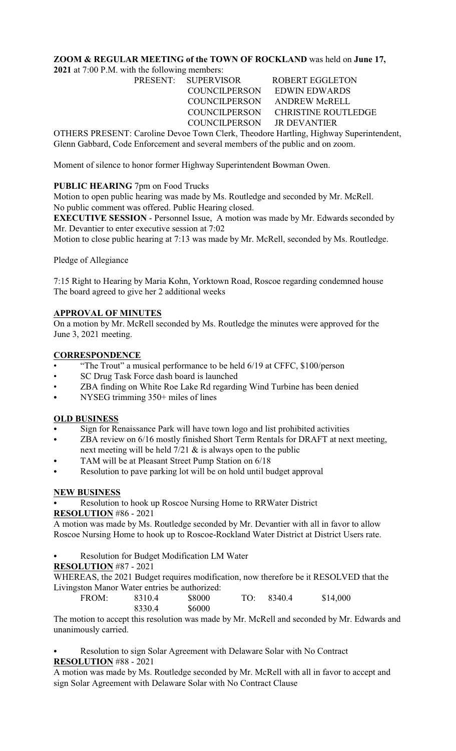**ZOOM & REGULAR MEETING of the TOWN OF ROCKLAND** was held on **June 17, 2021** at 7:00 P.M. with the following members:

| PRESENT: | SUPERVISOR | ROBERT EGGLETON |
|---|---|---|
| | COUNCILPERSON | EDWIN EDWARDS |
| | COUNCILPERSON | ANDREW McRELL |
| | COUNCILPERSON | CHRISTINE ROUTLEDGE |
| | COUNCILPERSON | JR DEVANTIER |

OTHERS PRESENT: Caroline Devoe Town Clerk, Theodore Hartling, Highway Superintendent, Glenn Gabbard, Code Enforcement and several members of the public and on zoom.

Moment of silence to honor former Highway Superintendent Bowman Owen.

**PUBLIC HEARING** 7pm on Food Trucks

Motion to open public hearing was made by Ms. Routledge and seconded by Mr. McRell.
No public comment was offered. Public Hearing closed.

**EXECUTIVE SESSION** - Personnel Issue, A motion was made by Mr. Edwards seconded by Mr. Devantier to enter executive session at 7:02

Motion to close public hearing at 7:13 was made by Mr. McRell, seconded by Ms. Routledge.

Pledge of Allegiance

7:15 Right to Hearing by Maria Kohn, Yorktown Road, Roscoe regarding condemned house
The board agreed to give her 2 additional weeks

## APPROVAL OF MINUTES

On a motion by Mr. McRell seconded by Ms. Routledge the minutes were approved for the June 3, 2021 meeting.

## CORRESPONDENCE

- "The Trout" a musical performance to be held 6/19 at CFFC, $100/person
- SC Drug Task Force dash board is launched
- ZBA finding on White Roe Lake Rd regarding Wind Turbine has been denied
- NYSEG trimming 350+ miles of lines

## OLD BUSINESS

- Sign for Renaissance Park will have town logo and list prohibited activities
- ZBA review on 6/16 mostly finished Short Term Rentals for DRAFT at next meeting, next meeting will be held 7/21 & is always open to the public
- TAM will be at Pleasant Street Pump Station on 6/18
- Resolution to pave parking lot will be on hold until budget approval

## NEW BUSINESS

- Resolution to hook up Roscoe Nursing Home to RRWater District

**RESOLUTION** #86 - 2021

A motion was made by Ms. Routledge seconded by Mr. Devantier with all in favor to allow Roscoe Nursing Home to hook up to Roscoe-Rockland Water District at District Users rate.

- Resolution for Budget Modification LM Water

**RESOLUTION** #87 - 2021

WHEREAS, the 2021 Budget requires modification, now therefore be it RESOLVED that the Livingston Manor Water entries be authorized:

| FROM: | 8310.4 | $8000 | TO: | 8340.4 | $14,000 |
|---|---|---|---|---|---|
| | 8330.4 | $6000 | | | |

The motion to accept this resolution was made by Mr. McRell and seconded by Mr. Edwards and unanimously carried.

- Resolution to sign Solar Agreement with Delaware Solar with No Contract

**RESOLUTION** #88 - 2021

A motion was made by Ms. Routledge seconded by Mr. McRell with all in favor to accept and sign Solar Agreement with Delaware Solar with No Contract Clause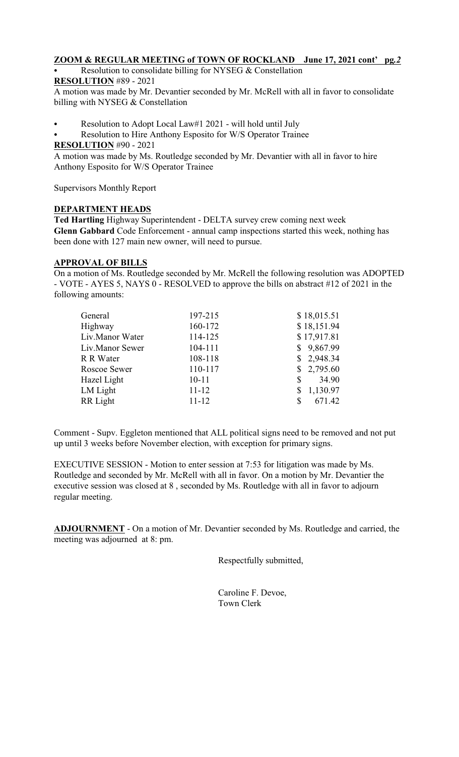## ZOOM & REGULAR MEETING of TOWN OF ROCKLAND June 17, 2021 cont' pg. 2

- Resolution to consolidate billing for NYSEG & Constellation

**RESOLUTION** #89 - 2021

A motion was made by Mr. Devantier seconded by Mr. McRell with all in favor to consolidate billing with NYSEG & Constellation

- Resolution to Adopt Local Law#1 2021 - will hold until July
- Resolution to Hire Anthony Esposito for W/S Operator Trainee

**RESOLUTION** #90 - 2021

A motion was made by Ms. Routledge seconded by Mr. Devantier with all in favor to hire Anthony Esposito for W/S Operator Trainee

Supervisors Monthly Report

**DEPARTMENT HEADS**

**Ted Hartling** Highway Superintendent - DELTA survey crew coming next week

**Glenn Gabbard** Code Enforcement - annual camp inspections started this week, nothing has been done with 127 main new owner, will need to pursue.

**APPROVAL OF BILLS**

On a motion of Ms. Routledge seconded by Mr. McRell the following resolution was ADOPTED - VOTE - AYES 5, NAYS 0 - RESOLVED to approve the bills on abstract #12 of 2021 in the following amounts:

| | | |
|---|---|---|
| General | 197-215 | $ 18,015.51 |
| Highway | 160-172 | $ 18,151.94 |
| Liv.Manor Water | 114-125 | $ 17,917.81 |
| Liv.Manor Sewer | 104-111 | $ 9,867.99 |
| R R Water | 108-118 | $ 2,948.34 |
| Roscoe Sewer | 110-117 | $ 2,795.60 |
| Hazel Light | 10-11 | $ 34.90 |
| LM Light | 11-12 | $ 1,130.97 |
| RR Light | 11-12 | $ 671.42 |

Comment - Supv. Eggleton mentioned that ALL political signs need to be removed and not put up until 3 weeks before November election, with exception for primary signs.

EXECUTIVE SESSION - Motion to enter session at 7:53 for litigation was made by Ms. Routledge and seconded by Mr. McRell with all in favor. On a motion by Mr. Devantier the executive session was closed at 8 , seconded by Ms. Routledge with all in favor to adjourn regular meeting.

**ADJOURNMENT** - On a motion of Mr. Devantier seconded by Ms. Routledge and carried, the meeting was adjourned at 8: pm.

Respectfully submitted,

Caroline F. Devoe,
Town Clerk